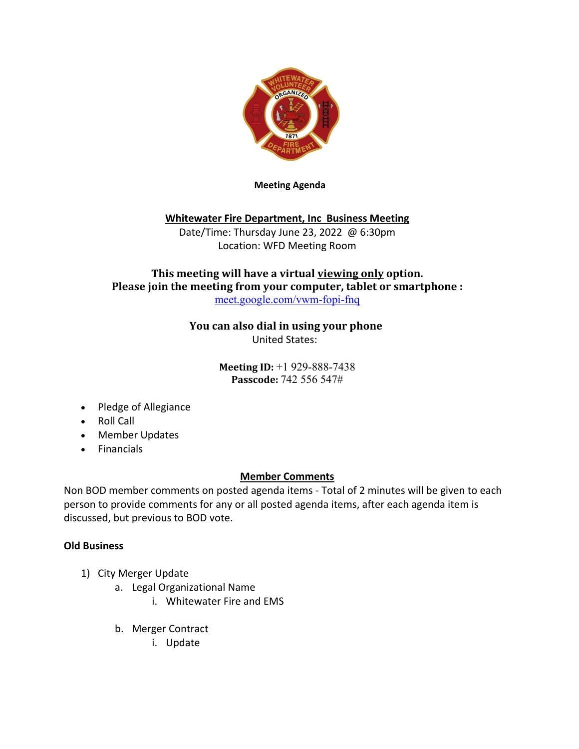**Meeting Agenda**

**Whitewater Fire Department, Inc Business Meeting**

Date/Time: Thursday June 23, 2022 @ 6:30pm

Location: WFD Meeting Room

**This meeting will have a virtual viewing only option.**
**Please join the meeting from your computer, tablet or smartphone :**

meet.google.com/vwm-fopi-fnq

**You can also dial in using your phone**

United States:

**Meeting ID:** +1 929-888-7438
**Passcode:** 742 556 547#

- Pledge of Allegiance
- Roll Call
- Member Updates
- Financials

**Member Comments**

Non BOD member comments on posted agenda items - Total of 2 minutes will be given to each person to provide comments for any or all posted agenda items, after each agenda item is discussed, but previous to BOD vote.

**Old Business**

1) City Merger Update
   a. Legal Organizational Name
      i. Whitewater Fire and EMS
   b. Merger Contract
      i. Update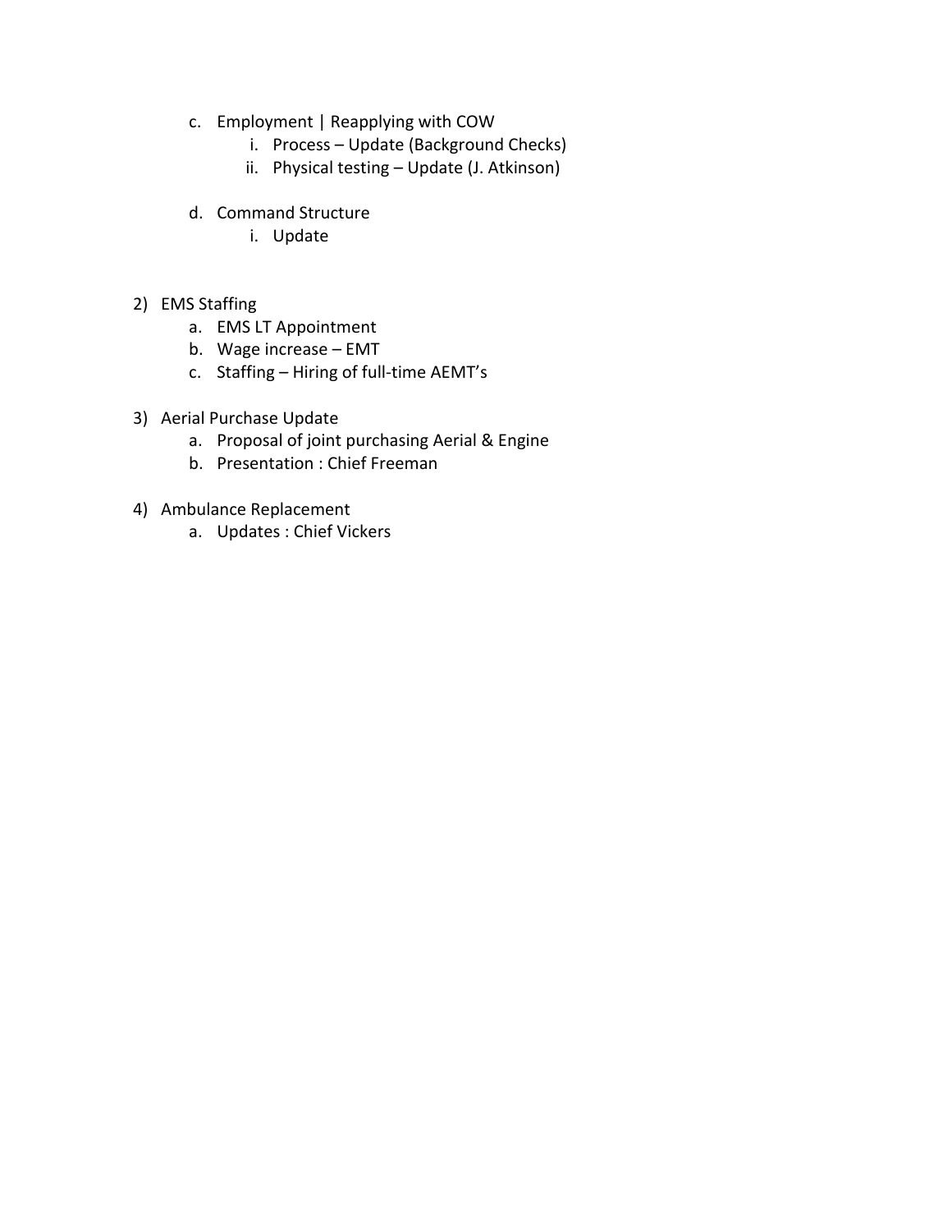- c. Employment | Reapplying with COW
    - i. Process – Update (Background Checks)
    - ii. Physical testing – Update (J. Atkinson)
- d. Command Structure
    - i. Update

2) EMS Staffing
    - a. EMS LT Appointment
    - b. Wage increase – EMT
    - c. Staffing – Hiring of full-time AEMT's

3) Aerial Purchase Update
    - a. Proposal of joint purchasing Aerial & Engine
    - b. Presentation : Chief Freeman

4) Ambulance Replacement
    - a. Updates : Chief Vickers